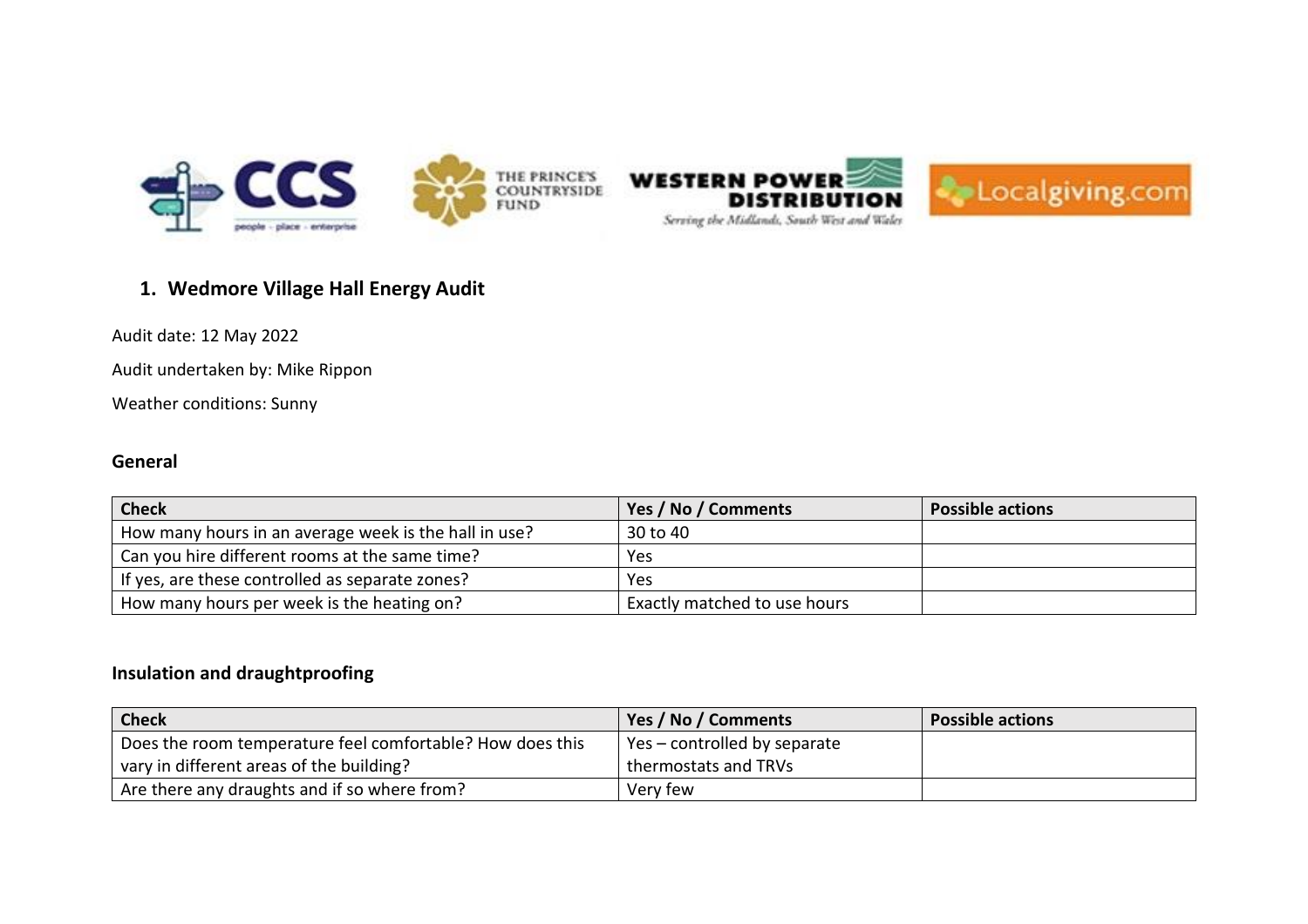# 1. Wedmore Village Hall Energy Audit

Audit date: 12 May 2022

Audit undertaken by: Mike Rippon

Weather conditions: Sunny

## General

| Check | Yes / No / Comments | Possible actions |
|---|---|---|
| How many hours in an average week is the hall in use? | 30 to 40 | |
| Can you hire different rooms at the same time? | Yes | |
| If yes, are these controlled as separate zones? | Yes | |
| How many hours per week is the heating on? | Exactly matched to use hours | |

## Insulation and draughtproofing

| Check | Yes / No / Comments | Possible actions |
|---|---|---|
| Does the room temperature feel comfortable? How does this vary in different areas of the building? | Yes – controlled by separate thermostats and TRVs | |
| Are there any draughts and if so where from? | Very few | |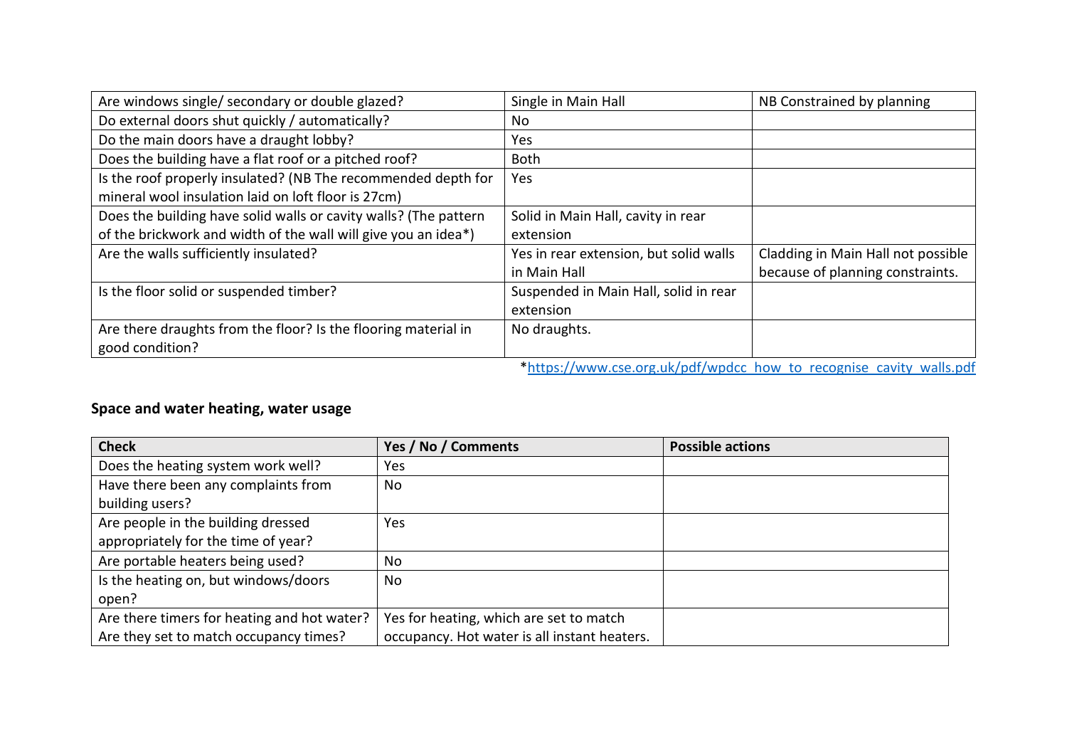| | | |
|---|---|---|
| Are windows single/ secondary or double glazed? | Single in Main Hall | NB Constrained by planning |
| Do external doors shut quickly / automatically? | No | |
| Do the main doors have a draught lobby? | Yes | |
| Does the building have a flat roof or a pitched roof? | Both | |
| Is the roof properly insulated? (NB The recommended depth for mineral wool insulation laid on loft floor is 27cm) | Yes | |
| Does the building have solid walls or cavity walls? (The pattern of the brickwork and width of the wall will give you an idea*) | Solid in Main Hall, cavity in rear extension | |
| Are the walls sufficiently insulated? | Yes in rear extension, but solid walls in Main Hall | Cladding in Main Hall not possible because of planning constraints. |
| Is the floor solid or suspended timber? | Suspended in Main Hall, solid in rear extension | |
| Are there draughts from the floor? Is the flooring material in good condition? | No draughts. | |

*https://www.cse.org.uk/pdf/wpdcc_how_to_recognise_cavity_walls.pdf

## Space and water heating, water usage

| Check | Yes / No / Comments | Possible actions |
|---|---|---|
| Does the heating system work well? | Yes | |
| Have there been any complaints from building users? | No | |
| Are people in the building dressed appropriately for the time of year? | Yes | |
| Are portable heaters being used? | No | |
| Is the heating on, but windows/doors open? | No | |
| Are there timers for heating and hot water? Are they set to match occupancy times? | Yes for heating, which are set to match occupancy. Hot water is all instant heaters. | |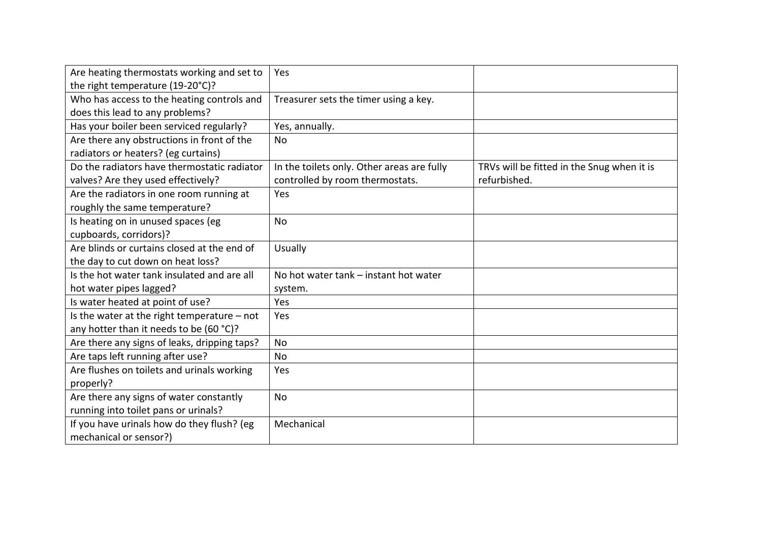| | | |
|---|---|---|
| Are heating thermostats working and set to the right temperature (19-20°C)? | Yes | |
| Who has access to the heating controls and does this lead to any problems? | Treasurer sets the timer using a key. | |
| Has your boiler been serviced regularly? | Yes, annually. | |
| Are there any obstructions in front of the radiators or heaters? (eg curtains) | No | |
| Do the radiators have thermostatic radiator valves? Are they used effectively? | In the toilets only. Other areas are fully controlled by room thermostats. | TRVs will be fitted in the Snug when it is refurbished. |
| Are the radiators in one room running at roughly the same temperature? | Yes | |
| Is heating on in unused spaces (eg cupboards, corridors)? | No | |
| Are blinds or curtains closed at the end of the day to cut down on heat loss? | Usually | |
| Is the hot water tank insulated and are all hot water pipes lagged? | No hot water tank – instant hot water system. | |
| Is water heated at point of use? | Yes | |
| Is the water at the right temperature – not any hotter than it needs to be (60 °C)? | Yes | |
| Are there any signs of leaks, dripping taps? | No | |
| Are taps left running after use? | No | |
| Are flushes on toilets and urinals working properly? | Yes | |
| Are there any signs of water constantly running into toilet pans or urinals? | No | |
| If you have urinals how do they flush? (eg mechanical or sensor?) | Mechanical | |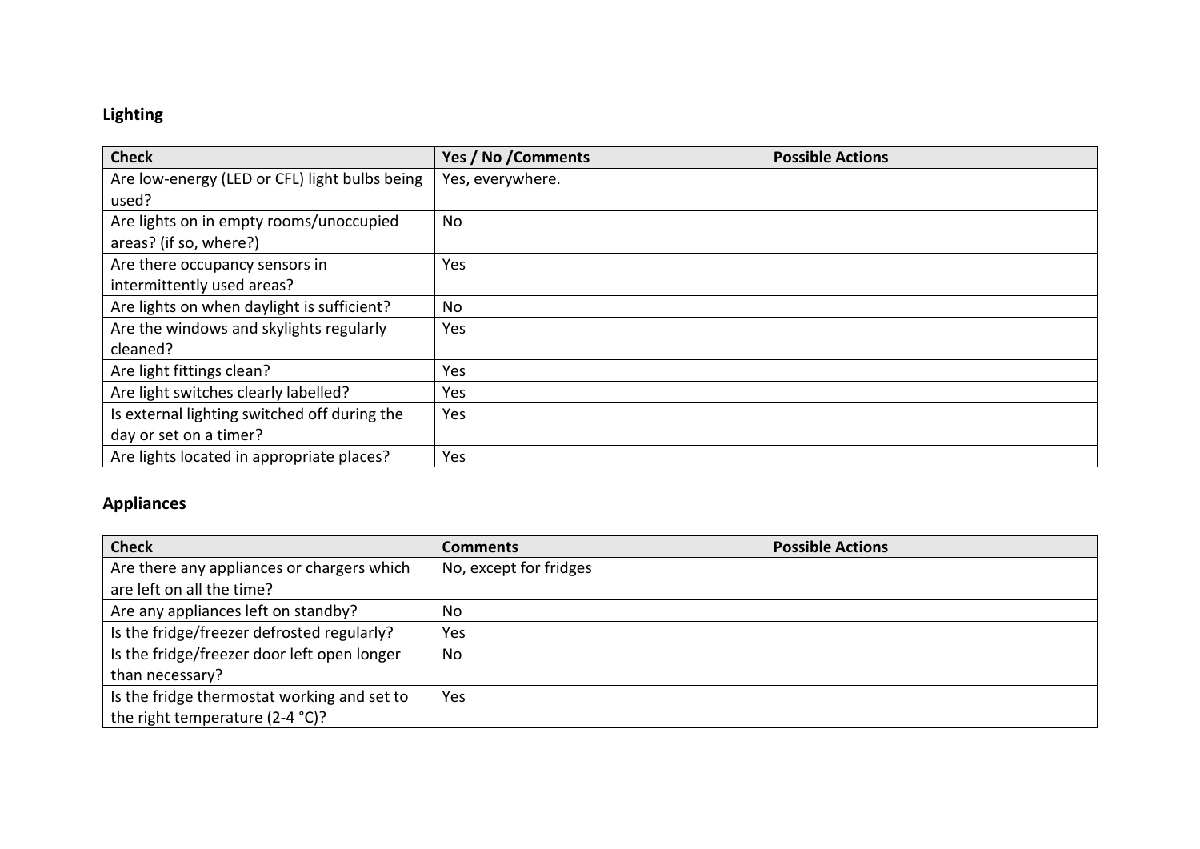## Lighting

| Check | Yes / No /Comments | Possible Actions |
| --- | --- | --- |
| Are low-energy (LED or CFL) light bulbs being used? | Yes, everywhere. | |
| Are lights on in empty rooms/unoccupied areas? (if so, where?) | No | |
| Are there occupancy sensors in intermittently used areas? | Yes | |
| Are lights on when daylight is sufficient? | No | |
| Are the windows and skylights regularly cleaned? | Yes | |
| Are light fittings clean? | Yes | |
| Are light switches clearly labelled? | Yes | |
| Is external lighting switched off during the day or set on a timer? | Yes | |
| Are lights located in appropriate places? | Yes | |

## Appliances

| Check | Comments | Possible Actions |
| --- | --- | --- |
| Are there any appliances or chargers which are left on all the time? | No, except for fridges | |
| Are any appliances left on standby? | No | |
| Is the fridge/freezer defrosted regularly? | Yes | |
| Is the fridge/freezer door left open longer than necessary? | No | |
| Is the fridge thermostat working and set to the right temperature (2-4 °C)? | Yes | |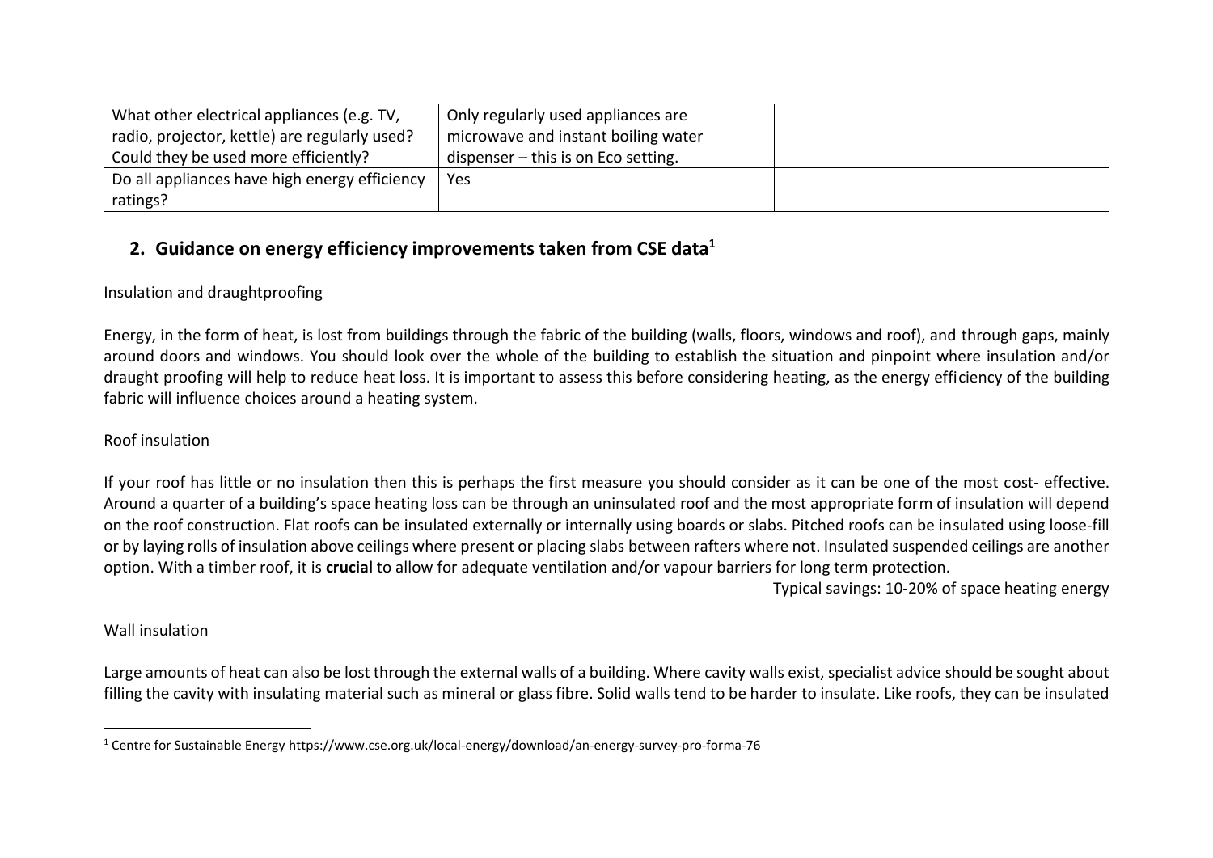| What other electrical appliances (e.g. TV, radio, projector, kettle) are regularly used? Could they be used more efficiently? | Only regularly used appliances are microwave and instant boiling water dispenser – this is on Eco setting. | |
|---|---|---|
| Do all appliances have high energy efficiency ratings? | Yes | |

## 2. Guidance on energy efficiency improvements taken from CSE data[1]

Insulation and draughtproofing

Energy, in the form of heat, is lost from buildings through the fabric of the building (walls, floors, windows and roof), and through gaps, mainly around doors and windows. You should look over the whole of the building to establish the situation and pinpoint where insulation and/or draught proofing will help to reduce heat loss. It is important to assess this before considering heating, as the energy efficiency of the building fabric will influence choices around a heating system.

Roof insulation

If your roof has little or no insulation then this is perhaps the first measure you should consider as it can be one of the most cost- effective. Around a quarter of a building's space heating loss can be through an uninsulated roof and the most appropriate form of insulation will depend on the roof construction. Flat roofs can be insulated externally or internally using boards or slabs. Pitched roofs can be insulated using loose-fill or by laying rolls of insulation above ceilings where present or placing slabs between rafters where not. Insulated suspended ceilings are another option. With a timber roof, it is **crucial** to allow for adequate ventilation and/or vapour barriers for long term protection.

Typical savings: 10-20% of space heating energy

Wall insulation

Large amounts of heat can also be lost through the external walls of a building. Where cavity walls exist, specialist advice should be sought about filling the cavity with insulating material such as mineral or glass fibre. Solid walls tend to be harder to insulate. Like roofs, they can be insulated

[1] Centre for Sustainable Energy https://www.cse.org.uk/local-energy/download/an-energy-survey-pro-forma-76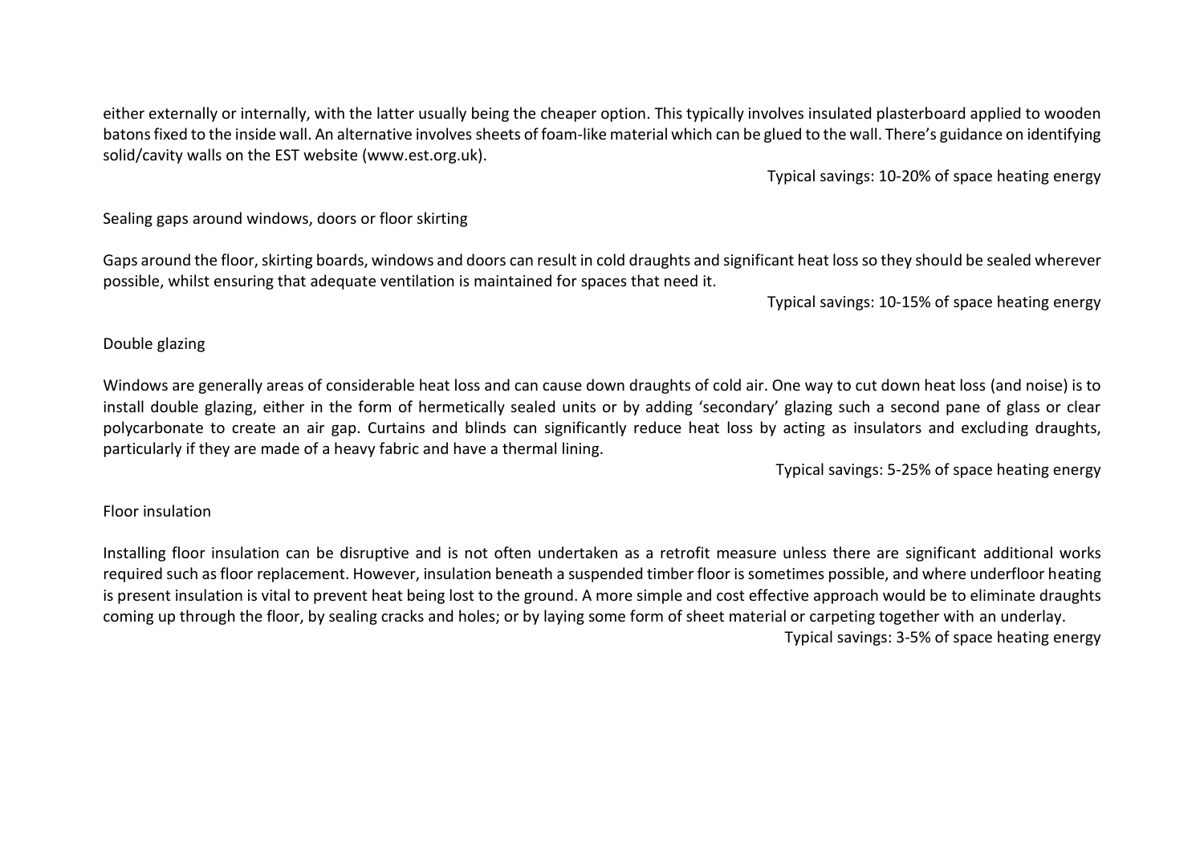either externally or internally, with the latter usually being the cheaper option. This typically involves insulated plasterboard applied to wooden batons fixed to the inside wall. An alternative involves sheets of foam-like material which can be glued to the wall. There's guidance on identifying solid/cavity walls on the EST website (www.est.org.uk).

Typical savings: 10-20% of space heating energy

Sealing gaps around windows, doors or floor skirting

Gaps around the floor, skirting boards, windows and doors can result in cold draughts and significant heat loss so they should be sealed wherever possible, whilst ensuring that adequate ventilation is maintained for spaces that need it.

Typical savings: 10-15% of space heating energy

Double glazing

Windows are generally areas of considerable heat loss and can cause down draughts of cold air. One way to cut down heat loss (and noise) is to install double glazing, either in the form of hermetically sealed units or by adding 'secondary' glazing such a second pane of glass or clear polycarbonate to create an air gap. Curtains and blinds can significantly reduce heat loss by acting as insulators and excluding draughts, particularly if they are made of a heavy fabric and have a thermal lining.

Typical savings: 5-25% of space heating energy

Floor insulation

Installing floor insulation can be disruptive and is not often undertaken as a retrofit measure unless there are significant additional works required such as floor replacement. However, insulation beneath a suspended timber floor is sometimes possible, and where underfloor heating is present insulation is vital to prevent heat being lost to the ground. A more simple and cost effective approach would be to eliminate draughts coming up through the floor, by sealing cracks and holes; or by laying some form of sheet material or carpeting together with an underlay.

Typical savings: 3-5% of space heating energy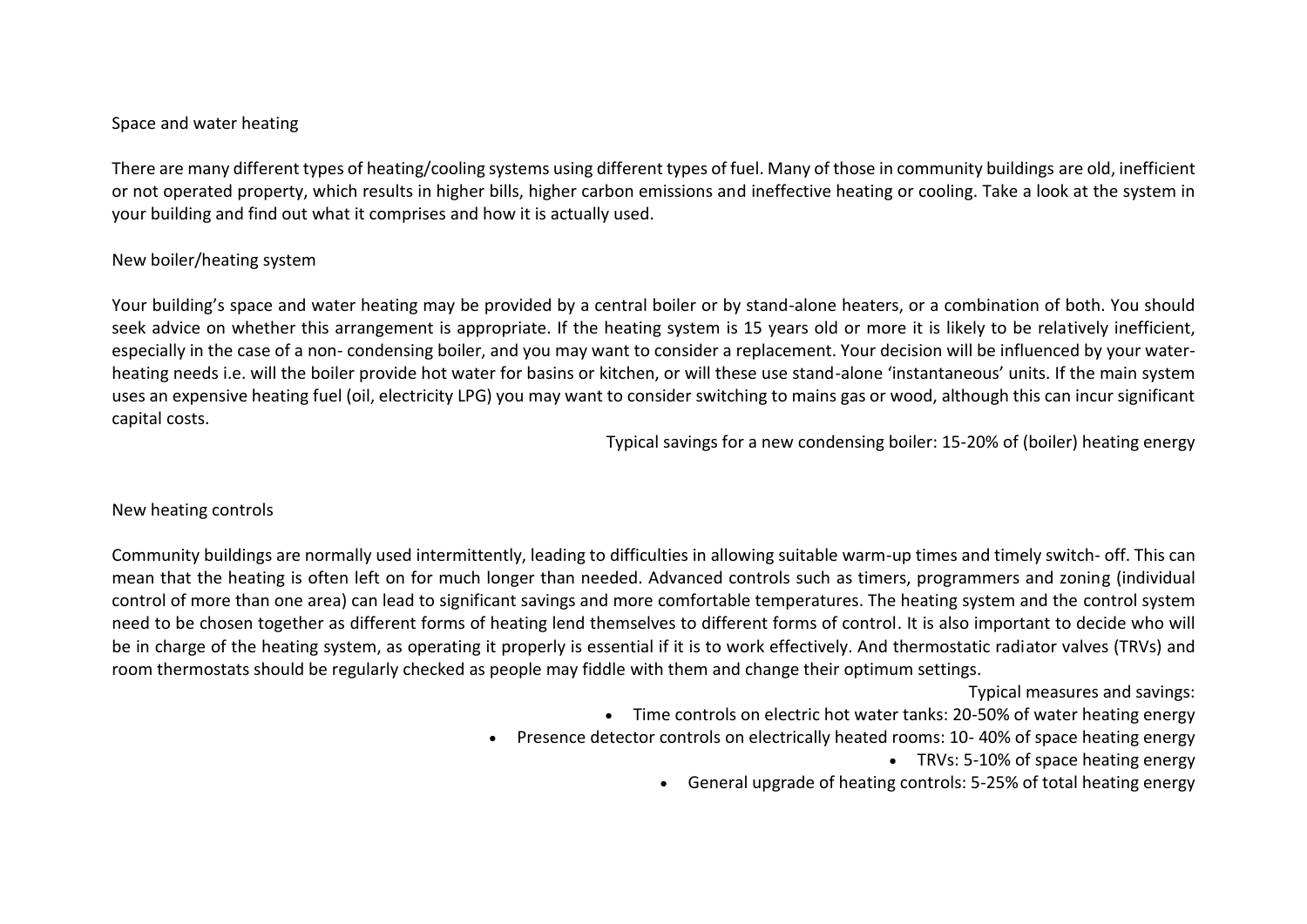## Space and water heating

There are many different types of heating/cooling systems using different types of fuel. Many of those in community buildings are old, inefficient or not operated property, which results in higher bills, higher carbon emissions and ineffective heating or cooling. Take a look at the system in your building and find out what it comprises and how it is actually used.

### New boiler/heating system

Your building's space and water heating may be provided by a central boiler or by stand-alone heaters, or a combination of both. You should seek advice on whether this arrangement is appropriate. If the heating system is 15 years old or more it is likely to be relatively inefficient, especially in the case of a non- condensing boiler, and you may want to consider a replacement. Your decision will be influenced by your water-heating needs i.e. will the boiler provide hot water for basins or kitchen, or will these use stand-alone 'instantaneous' units. If the main system uses an expensive heating fuel (oil, electricity LPG) you may want to consider switching to mains gas or wood, although this can incur significant capital costs.

Typical savings for a new condensing boiler: 15-20% of (boiler) heating energy

### New heating controls

Community buildings are normally used intermittently, leading to difficulties in allowing suitable warm-up times and timely switch- off. This can mean that the heating is often left on for much longer than needed. Advanced controls such as timers, programmers and zoning (individual control of more than one area) can lead to significant savings and more comfortable temperatures. The heating system and the control system need to be chosen together as different forms of heating lend themselves to different forms of control. It is also important to decide who will be in charge of the heating system, as operating it properly is essential if it is to work effectively. And thermostatic radiator valves (TRVs) and room thermostats should be regularly checked as people may fiddle with them and change their optimum settings.

Typical measures and savings:

- Time controls on electric hot water tanks: 20-50% of water heating energy
- Presence detector controls on electrically heated rooms: 10- 40% of space heating energy
- TRVs: 5-10% of space heating energy
- General upgrade of heating controls: 5-25% of total heating energy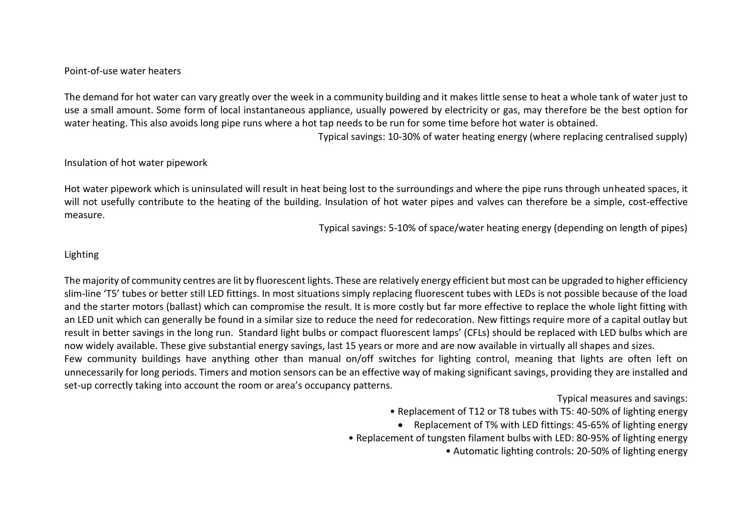## Point-of-use water heaters

The demand for hot water can vary greatly over the week in a community building and it makes little sense to heat a whole tank of water just to use a small amount. Some form of local instantaneous appliance, usually powered by electricity or gas, may therefore be the best option for water heating. This also avoids long pipe runs where a hot tap needs to be run for some time before hot water is obtained.

Typical savings: 10-30% of water heating energy (where replacing centralised supply)

## Insulation of hot water pipework

Hot water pipework which is uninsulated will result in heat being lost to the surroundings and where the pipe runs through unheated spaces, it will not usefully contribute to the heating of the building. Insulation of hot water pipes and valves can therefore be a simple, cost-effective measure.

Typical savings: 5-10% of space/water heating energy (depending on length of pipes)

## Lighting

The majority of community centres are lit by fluorescent lights. These are relatively energy efficient but most can be upgraded to higher efficiency slim-line 'T5' tubes or better still LED fittings. In most situations simply replacing fluorescent tubes with LEDs is not possible because of the load and the starter motors (ballast) which can compromise the result. It is more costly but far more effective to replace the whole light fitting with an LED unit which can generally be found in a similar size to reduce the need for redecoration. New fittings require more of a capital outlay but result in better savings in the long run. Standard light bulbs or compact fluorescent lamps' (CFLs) should be replaced with LED bulbs which are now widely available. These give substantial energy savings, last 15 years or more and are now available in virtually all shapes and sizes.

Few community buildings have anything other than manual on/off switches for lighting control, meaning that lights are often left on unnecessarily for long periods. Timers and motion sensors can be an effective way of making significant savings, providing they are installed and set-up correctly taking into account the room or area's occupancy patterns.

Typical measures and savings:

- Replacement of T12 or T8 tubes with T5: 40-50% of lighting energy
- Replacement of T% with LED fittings: 45-65% of lighting energy
- Replacement of tungsten filament bulbs with LED: 80-95% of lighting energy
- Automatic lighting controls: 20-50% of lighting energy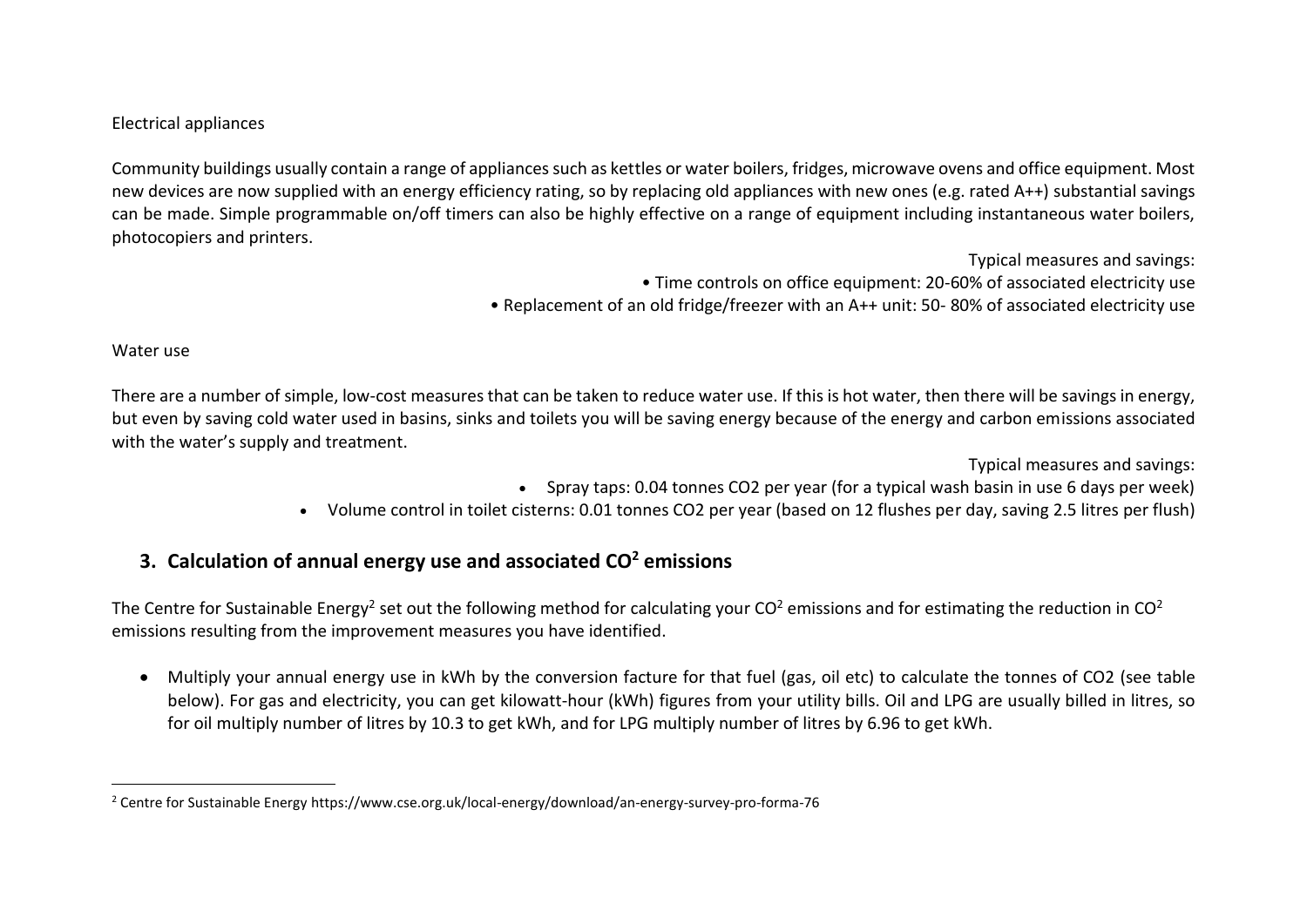Electrical appliances

Community buildings usually contain a range of appliances such as kettles or water boilers, fridges, microwave ovens and office equipment. Most new devices are now supplied with an energy efficiency rating, so by replacing old appliances with new ones (e.g. rated A++) substantial savings can be made. Simple programmable on/off timers can also be highly effective on a range of equipment including instantaneous water boilers, photocopiers and printers.

Typical measures and savings:

- Time controls on office equipment: 20-60% of associated electricity use
- Replacement of an old fridge/freezer with an A++ unit: 50- 80% of associated electricity use

Water use

There are a number of simple, low-cost measures that can be taken to reduce water use. If this is hot water, then there will be savings in energy, but even by saving cold water used in basins, sinks and toilets you will be saving energy because of the energy and carbon emissions associated with the water's supply and treatment.

Typical measures and savings:

- Spray taps: 0.04 tonnes $CO_2$ per year (for a typical wash basin in use 6 days per week)
- Volume control in toilet cisterns: 0.01 tonnes $CO_2$ per year (based on 12 flushes per day, saving 2.5 litres per flush)

## 3. Calculation of annual energy use and associated $CO^2$ emissions

The Centre for Sustainable Energy[2] set out the following method for calculating your $CO^2$ emissions and for estimating the reduction in $CO^2$ emissions resulting from the improvement measures you have identified.

- Multiply your annual energy use in kWh by the conversion facture for that fuel (gas, oil etc) to calculate the tonnes of $CO_2$ (see table below). For gas and electricity, you can get kilowatt-hour (kWh) figures from your utility bills. Oil and LPG are usually billed in litres, so for oil multiply number of litres by 10.3 to get kWh, and for LPG multiply number of litres by 6.96 to get kWh.

---

[2] Centre for Sustainable Energy https://www.cse.org.uk/local-energy/download/an-energy-survey-pro-forma-76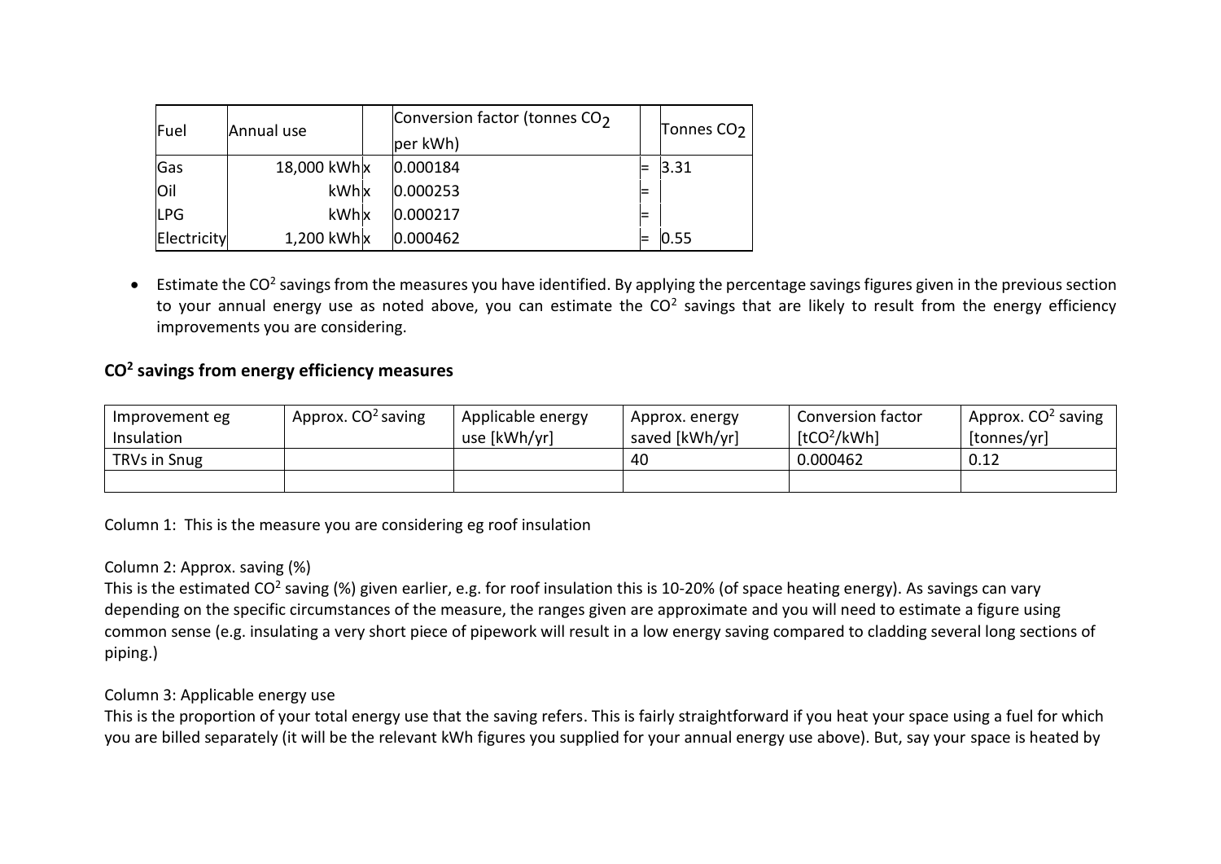| Fuel | Annual use | | Conversion factor (tonnes $CO_2$ per kWh) | | Tonnes $CO_2$ |
|---|---|---|---|---|---|
| Gas | 18,000 kWh | x | 0.000184 | = | 3.31 |
| Oil | kWh | x | 0.000253 | = | |
| LPG | kWh | x | 0.000217 | = | |
| Electricity | 1,200 kWh | x | 0.000462 | = | 0.55 |

- Estimate the $CO^2$ savings from the measures you have identified. By applying the percentage savings figures given in the previous section to your annual energy use as noted above, you can estimate the $CO^2$ savings that are likely to result from the energy efficiency improvements you are considering.

### $CO^2$ savings from energy efficiency measures

| Improvement eg Insulation | Approx. $CO^2$ saving | Applicable energy use [kWh/yr] | Approx. energy saved [kWh/yr] | Conversion factor [$tCO^2$/kWh] | Approx. $CO^2$ saving [tonnes/yr] |
|---|---|---|---|---|---|
| TRVs in Snug | | | 40 | 0.000462 | 0.12 |
| | | | | | |

Column 1: This is the measure you are considering eg roof insulation

Column 2: Approx. saving (%)
This is the estimated $CO^2$ saving (%) given earlier, e.g. for roof insulation this is 10-20% (of space heating energy). As savings can vary depending on the specific circumstances of the measure, the ranges given are approximate and you will need to estimate a figure using common sense (e.g. insulating a very short piece of pipework will result in a low energy saving compared to cladding several long sections of piping.)

Column 3: Applicable energy use
This is the proportion of your total energy use that the saving refers. This is fairly straightforward if you heat your space using a fuel for which you are billed separately (it will be the relevant kWh figures you supplied for your annual energy use above). But, say your space is heated by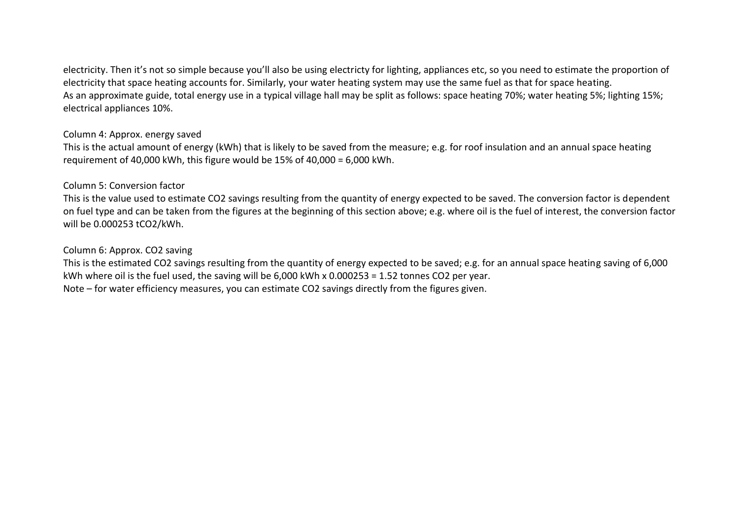electricity. Then it's not so simple because you'll also be using electricty for lighting, appliances etc, so you need to estimate the proportion of electricity that space heating accounts for. Similarly, your water heating system may use the same fuel as that for space heating.
As an approximate guide, total energy use in a typical village hall may be split as follows: space heating 70%; water heating 5%; lighting 15%; electrical appliances 10%.

Column 4: Approx. energy saved
This is the actual amount of energy (kWh) that is likely to be saved from the measure; e.g. for roof insulation and an annual space heating requirement of 40,000 kWh, this figure would be 15% of 40,000 = 6,000 kWh.

Column 5: Conversion factor
This is the value used to estimate $CO_2$ savings resulting from the quantity of energy expected to be saved. The conversion factor is dependent on fuel type and can be taken from the figures at the beginning of this section above; e.g. where oil is the fuel of interest, the conversion factor will be 0.000253 $tCO_2$/kWh.

Column 6: Approx. $CO_2$ saving
This is the estimated $CO_2$ savings resulting from the quantity of energy expected to be saved; e.g. for an annual space heating saving of 6,000 kWh where oil is the fuel used, the saving will be 6,000 kWh x 0.000253 = 1.52 tonnes $CO_2$ per year.
Note – for water efficiency measures, you can estimate $CO_2$ savings directly from the figures given.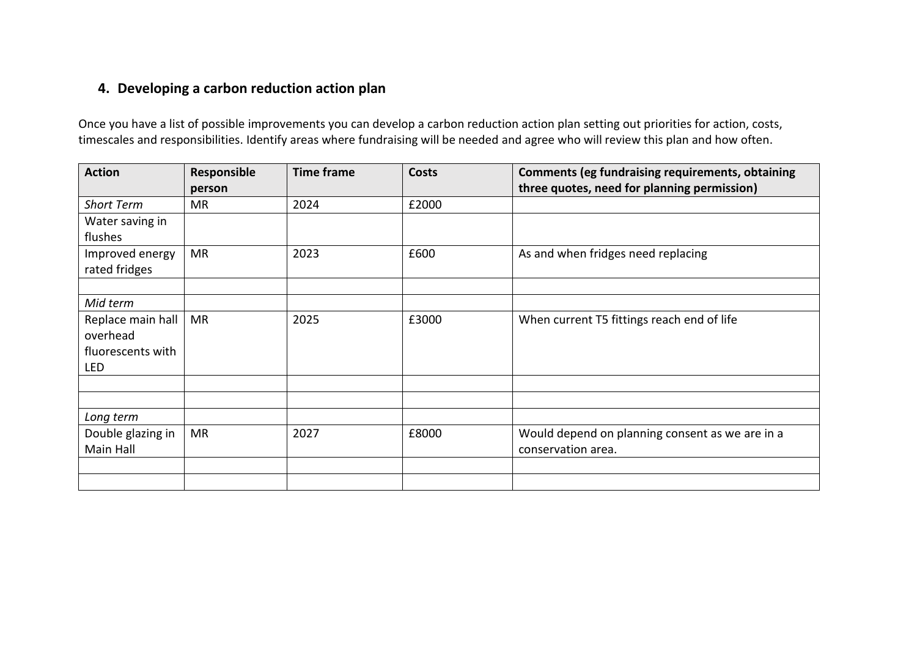## 4. Developing a carbon reduction action plan

Once you have a list of possible improvements you can develop a carbon reduction action plan setting out priorities for action, costs, timescales and responsibilities. Identify areas where fundraising will be needed and agree who will review this plan and how often.

| Action | Responsible person | Time frame | Costs | Comments (eg fundraising requirements, obtaining three quotes, need for planning permission) |
|---|---|---|---|---|
| *Short Term* | MR | 2024 | £2000 | |
| Water saving in flushes | | | | |
| Improved energy rated fridges | MR | 2023 | £600 | As and when fridges need replacing |
| | | | | |
| *Mid term* | | | | |
| Replace main hall overhead fluorescents with LED | MR | 2025 | £3000 | When current T5 fittings reach end of life |
| | | | | |
| | | | | |
| *Long term* | | | | |
| Double glazing in Main Hall | MR | 2027 | £8000 | Would depend on planning consent as we are in a conservation area. |
| | | | | |
| | | | | |